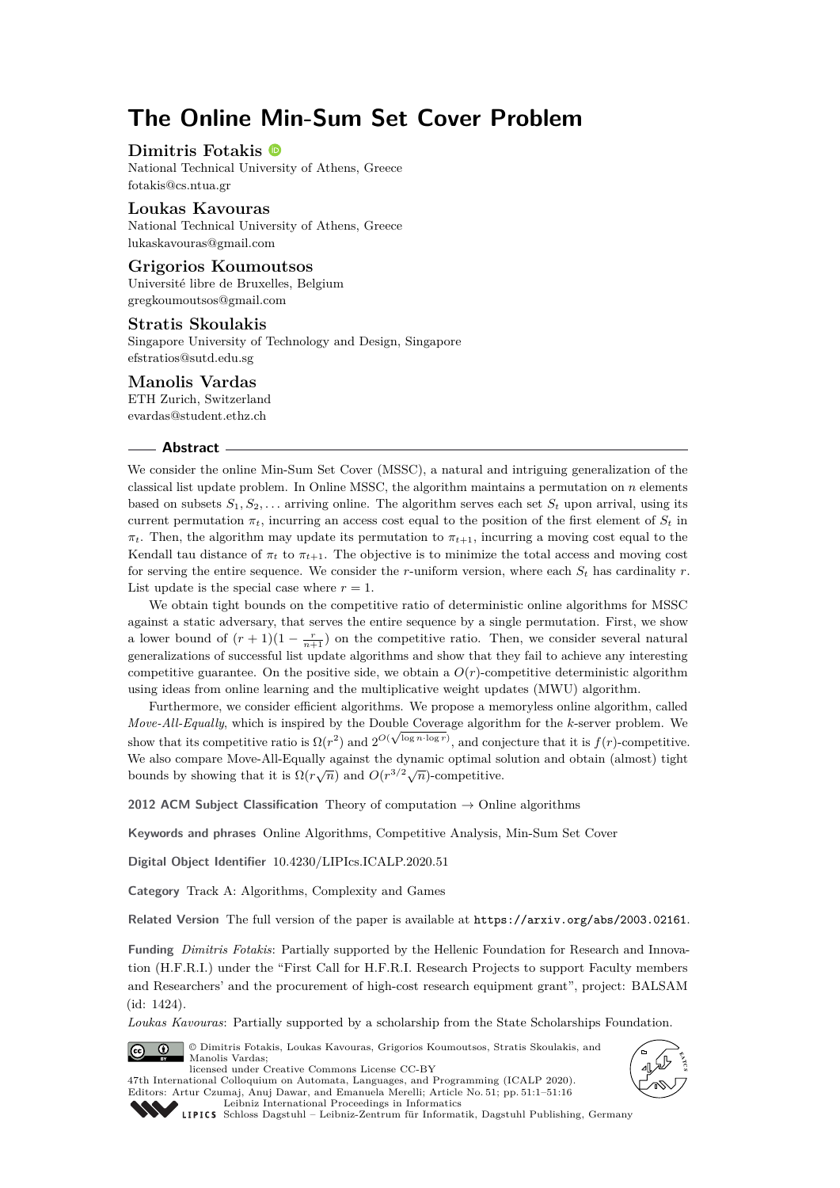# The Online Min-Sum Set Cover Problem

**Dimitris Fotakis**
National Technical University of Athens, Greece
fotakis@cs.ntua.gr

**Loukas Kavouras**
National Technical University of Athens, Greece
lukaskavouras@gmail.com

**Grigorios Koumoutsos**
Université libre de Bruxelles, Belgium
gregkoumoutsos@gmail.com

**Stratis Skoulakis**
Singapore University of Technology and Design, Singapore
efstratios@sutd.edu.sg

**Manolis Vardas**
ETH Zurich, Switzerland
evardas@student.ethz.ch

## Abstract

We consider the online Min-Sum Set Cover (MSSC), a natural and intriguing generalization of the classical list update problem. In Online MSSC, the algorithm maintains a permutation on $n$ elements based on subsets $S_1, S_2, \ldots$ arriving online. The algorithm serves each set $S_t$ upon arrival, using its current permutation $\pi_t$, incurring an access cost equal to the position of the first element of $S_t$ in $\pi_t$. Then, the algorithm may update its permutation to $\pi_{t+1}$, incurring a moving cost equal to the Kendall tau distance of $\pi_t$ to $\pi_{t+1}$. The objective is to minimize the total access and moving cost for serving the entire sequence. We consider the $r$-uniform version, where each $S_t$ has cardinality $r$. List update is the special case where $r = 1$.

We obtain tight bounds on the competitive ratio of deterministic online algorithms for MSSC against a static adversary, that serves the entire sequence by a single permutation. First, we show a lower bound of $(r+1)(1 - \frac{r}{n+1})$ on the competitive ratio. Then, we consider several natural generalizations of successful list update algorithms and show that they fail to achieve any interesting competitive guarantee. On the positive side, we obtain a $O(r)$-competitive deterministic online algorithm using ideas from online learning and the multiplicative weight updates (MWU) algorithm.

Furthermore, we consider efficient algorithms. We propose a memoryless online algorithm, called *Move-All-Equally*, which is inspired by the Double Coverage algorithm for the $k$-server problem. We show that its competitive ratio is $\Omega(r^2)$ and $2^{O(\sqrt{\log n \cdot \log r})}$, and conjecture that it is $f(r)$-competitive. We also compare Move-All-Equally against the dynamic optimal solution and obtain (almost) tight bounds by showing that it is $\Omega(r\sqrt{n})$ and $O(r^{3/2}\sqrt{n})$-competitive.

**2012 ACM Subject Classification** Theory of computation → Online algorithms

**Keywords and phrases** Online Algorithms, Competitive Analysis, Min-Sum Set Cover

**Digital Object Identifier** 10.4230/LIPIcs.ICALP.2020.51

**Category** Track A: Algorithms, Complexity and Games

**Related Version** The full version of the paper is available at https://arxiv.org/abs/2003.02161.

**Funding** *Dimitris Fotakis*: Partially supported by the Hellenic Foundation for Research and Innovation (H.F.R.I.) under the "First Call for H.F.R.I. Research Projects to support Faculty members and Researchers' and the procurement of high-cost research equipment grant", project: BALSAM (id: 1424).

*Loukas Kavouras*: Partially supported by a scholarship from the State Scholarships Foundation.

© Dimitris Fotakis, Loukas Kavouras, Grigorios Koumoutsos, Stratis Skoulakis, and Manolis Vardas;
licensed under Creative Commons License CC-BY
47th International Colloquium on Automata, Languages, and Programming (ICALP 2020).
Editors: Artur Czumaj, Anuj Dawar, and Emanuela Merelli; Article No. 51; pp. 51:1–51:16
Leibniz International Proceedings in Informatics
Schloss Dagstuhl – Leibniz-Zentrum für Informatik, Dagstuhl Publishing, Germany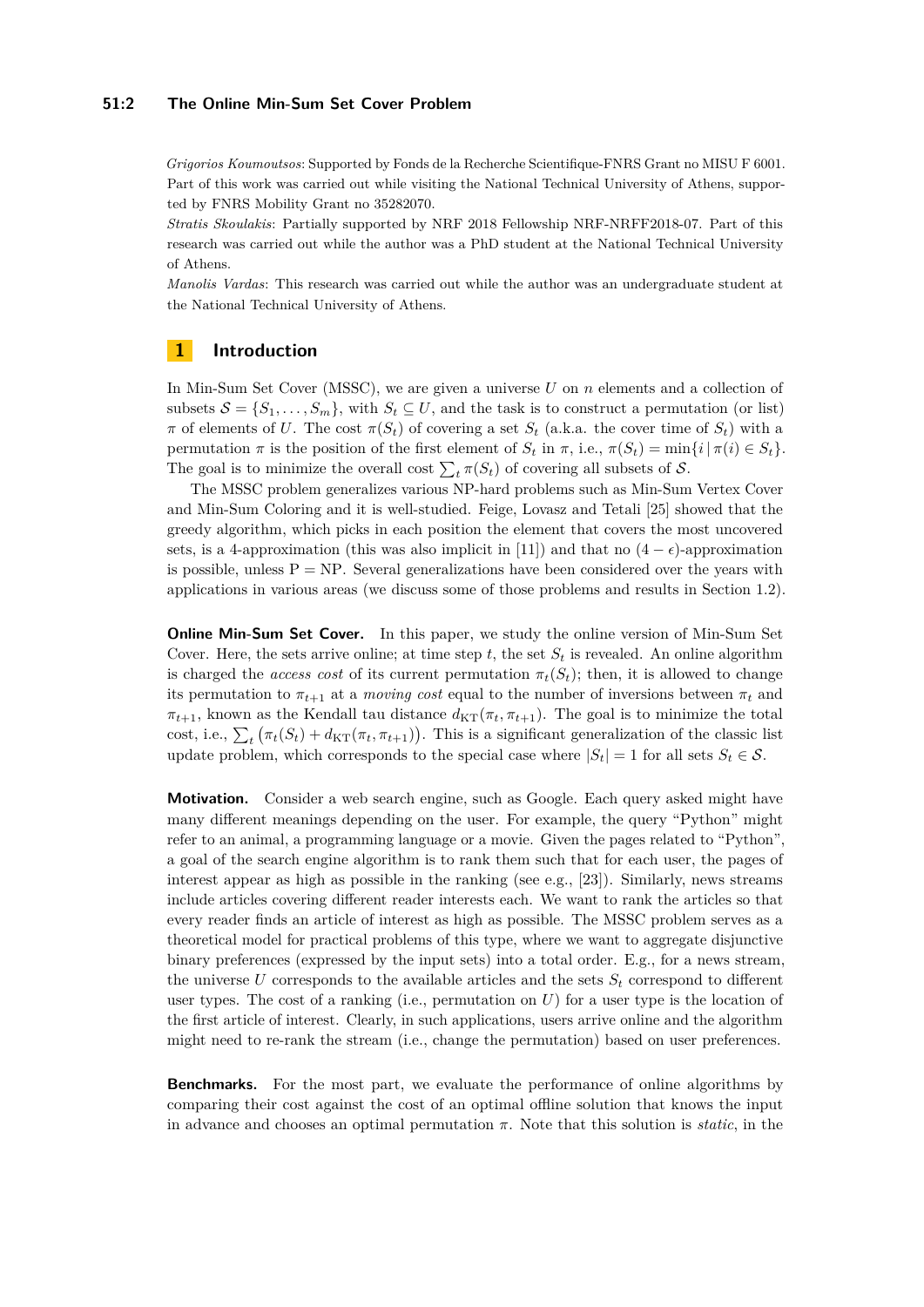*Grigorios Koumoutsos*: Supported by Fonds de la Recherche Scientifique-FNRS Grant no MISU F 6001. Part of this work was carried out while visiting the National Technical University of Athens, supported by FNRS Mobility Grant no 35282070.

*Stratis Skoulakis*: Partially supported by NRF 2018 Fellowship NRF-NRFF2018-07. Part of this research was carried out while the author was a PhD student at the National Technical University of Athens.

*Manolis Vardas*: This research was carried out while the author was an undergraduate student at the National Technical University of Athens.

## 1 Introduction

In Min-Sum Set Cover (MSSC), we are given a universe $U$ on $n$ elements and a collection of subsets $\mathcal{S} = \{S_1, \ldots, S_m\}$, with $S_t \subseteq U$, and the task is to construct a permutation (or list) $\pi$ of elements of $U$. The cost $\pi(S_t)$ of covering a set $S_t$ (a.k.a. the cover time of $S_t$) with a permutation $\pi$ is the position of the first element of $S_t$ in $\pi$, i.e., $\pi(S_t) = \min\{i \,|\, \pi(i) \in S_t\}$. The goal is to minimize the overall cost $\sum_t \pi(S_t)$ of covering all subsets of $\mathcal{S}$.

The MSSC problem generalizes various NP-hard problems such as Min-Sum Vertex Cover and Min-Sum Coloring and it is well-studied. Feige, Lovasz and Tetali [25] showed that the greedy algorithm, which picks in each position the element that covers the most uncovered sets, is a 4-approximation (this was also implicit in [11]) and that no $(4-\epsilon)$-approximation is possible, unless P = NP. Several generalizations have been considered over the years with applications in various areas (we discuss some of those problems and results in Section 1.2).

**Online Min-Sum Set Cover.** In this paper, we study the online version of Min-Sum Set Cover. Here, the sets arrive online; at time step $t$, the set $S_t$ is revealed. An online algorithm is charged the *access cost* of its current permutation $\pi_t(S_t)$; then, it is allowed to change its permutation to $\pi_{t+1}$ at a *moving cost* equal to the number of inversions between $\pi_t$ and $\pi_{t+1}$, known as the Kendall tau distance $d_{\mathrm{KT}}(\pi_t, \pi_{t+1})$. The goal is to minimize the total cost, i.e., $\sum_t \left(\pi_t(S_t) + d_{\mathrm{KT}}(\pi_t, \pi_{t+1})\right)$. This is a significant generalization of the classic list update problem, which corresponds to the special case where $|S_t| = 1$ for all sets $S_t \in \mathcal{S}$.

**Motivation.** Consider a web search engine, such as Google. Each query asked might have many different meanings depending on the user. For example, the query "Python" might refer to an animal, a programming language or a movie. Given the pages related to "Python", a goal of the search engine algorithm is to rank them such that for each user, the pages of interest appear as high as possible in the ranking (see e.g., [23]). Similarly, news streams include articles covering different reader interests each. We want to rank the articles so that every reader finds an article of interest as high as possible. The MSSC problem serves as a theoretical model for practical problems of this type, where we want to aggregate disjunctive binary preferences (expressed by the input sets) into a total order. E.g., for a news stream, the universe $U$ corresponds to the available articles and the sets $S_t$ correspond to different user types. The cost of a ranking (i.e., permutation on $U$) for a user type is the location of the first article of interest. Clearly, in such applications, users arrive online and the algorithm might need to re-rank the stream (i.e., change the permutation) based on user preferences.

**Benchmarks.** For the most part, we evaluate the performance of online algorithms by comparing their cost against the cost of an optimal offline solution that knows the input in advance and chooses an optimal permutation $\pi$. Note that this solution is *static*, in the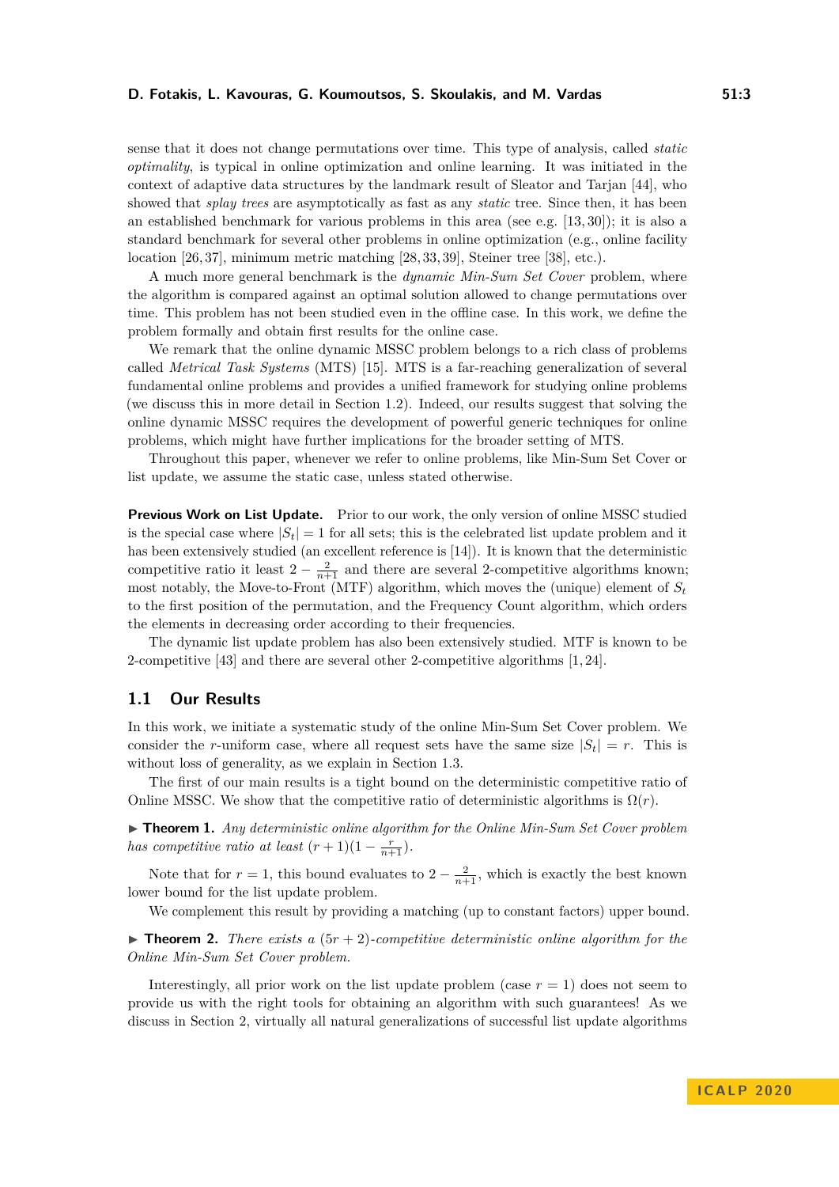sense that it does not change permutations over time. This type of analysis, called *static optimality*, is typical in online optimization and online learning. It was initiated in the context of adaptive data structures by the landmark result of Sleator and Tarjan [44], who showed that *splay trees* are asymptotically as fast as any *static* tree. Since then, it has been an established benchmark for various problems in this area (see e.g. [13, 30]); it is also a standard benchmark for several other problems in online optimization (e.g., online facility location [26, 37], minimum metric matching [28, 33, 39], Steiner tree [38], etc.).

A much more general benchmark is the *dynamic Min-Sum Set Cover* problem, where the algorithm is compared against an optimal solution allowed to change permutations over time. This problem has not been studied even in the offline case. In this work, we define the problem formally and obtain first results for the online case.

We remark that the online dynamic MSSC problem belongs to a rich class of problems called *Metrical Task Systems* (MTS) [15]. MTS is a far-reaching generalization of several fundamental online problems and provides a unified framework for studying online problems (we discuss this in more detail in Section 1.2). Indeed, our results suggest that solving the online dynamic MSSC requires the development of powerful generic techniques for online problems, which might have further implications for the broader setting of MTS.

Throughout this paper, whenever we refer to online problems, like Min-Sum Set Cover or list update, we assume the static case, unless stated otherwise.

**Previous Work on List Update.** Prior to our work, the only version of online MSSC studied is the special case where $|S_t| = 1$ for all sets; this is the celebrated list update problem and it has been extensively studied (an excellent reference is [14]). It is known that the deterministic competitive ratio it least $2 - \frac{2}{n+1}$ and there are several 2-competitive algorithms known; most notably, the Move-to-Front (MTF) algorithm, which moves the (unique) element of $S_t$ to the first position of the permutation, and the Frequency Count algorithm, which orders the elements in decreasing order according to their frequencies.

The dynamic list update problem has also been extensively studied. MTF is known to be 2-competitive [43] and there are several other 2-competitive algorithms [1, 24].

## 1.1 Our Results

In this work, we initiate a systematic study of the online Min-Sum Set Cover problem. We consider the $r$-uniform case, where all request sets have the same size $|S_t| = r$. This is without loss of generality, as we explain in Section 1.3.

The first of our main results is a tight bound on the deterministic competitive ratio of Online MSSC. We show that the competitive ratio of deterministic algorithms is $\Omega(r)$.

▶ **Theorem 1.** *Any deterministic online algorithm for the Online Min-Sum Set Cover problem has competitive ratio at least $(r + 1)(1 - \frac{r}{n+1})$.*

Note that for $r = 1$, this bound evaluates to $2 - \frac{2}{n+1}$, which is exactly the best known lower bound for the list update problem.

We complement this result by providing a matching (up to constant factors) upper bound.

▶ **Theorem 2.** *There exists a $(5r + 2)$-competitive deterministic online algorithm for the Online Min-Sum Set Cover problem.*

Interestingly, all prior work on the list update problem (case $r = 1$) does not seem to provide us with the right tools for obtaining an algorithm with such guarantees! As we discuss in Section 2, virtually all natural generalizations of successful list update algorithms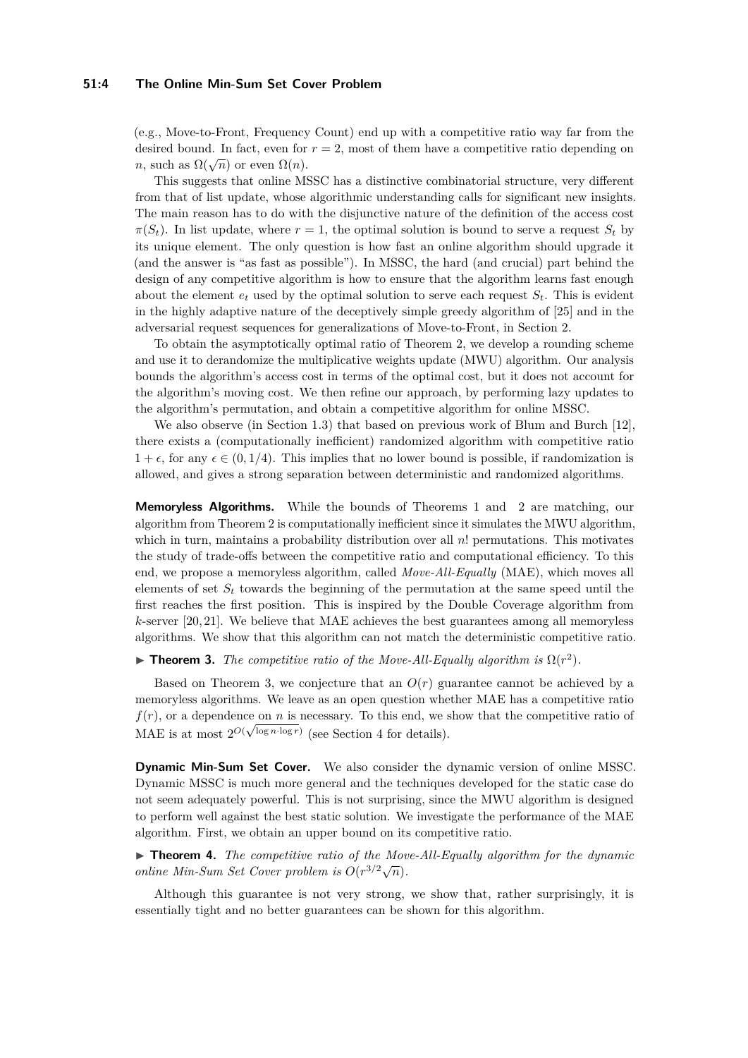(e.g., Move-to-Front, Frequency Count) end up with a competitive ratio way far from the desired bound. In fact, even for $r = 2$, most of them have a competitive ratio depending on $n$, such as $\Omega(\sqrt{n})$ or even $\Omega(n)$.

This suggests that online MSSC has a distinctive combinatorial structure, very different from that of list update, whose algorithmic understanding calls for significant new insights. The main reason has to do with the disjunctive nature of the definition of the access cost $\pi(S_t)$. In list update, where $r = 1$, the optimal solution is bound to serve a request $S_t$ by its unique element. The only question is how fast an online algorithm should upgrade it (and the answer is "as fast as possible"). In MSSC, the hard (and crucial) part behind the design of any competitive algorithm is how to ensure that the algorithm learns fast enough about the element $e_t$ used by the optimal solution to serve each request $S_t$. This is evident in the highly adaptive nature of the deceptively simple greedy algorithm of [25] and in the adversarial request sequences for generalizations of Move-to-Front, in Section 2.

To obtain the asymptotically optimal ratio of Theorem 2, we develop a rounding scheme and use it to derandomize the multiplicative weights update (MWU) algorithm. Our analysis bounds the algorithm's access cost in terms of the optimal cost, but it does not account for the algorithm's moving cost. We then refine our approach, by performing lazy updates to the algorithm's permutation, and obtain a competitive algorithm for online MSSC.

We also observe (in Section 1.3) that based on previous work of Blum and Burch [12], there exists a (computationally inefficient) randomized algorithm with competitive ratio $1 + \epsilon$, for any $\epsilon \in (0, 1/4)$. This implies that no lower bound is possible, if randomization is allowed, and gives a strong separation between deterministic and randomized algorithms.

**Memoryless Algorithms.** While the bounds of Theorems 1 and 2 are matching, our algorithm from Theorem 2 is computationally inefficient since it simulates the MWU algorithm, which in turn, maintains a probability distribution over all $n!$ permutations. This motivates the study of trade-offs between the competitive ratio and computational efficiency. To this end, we propose a memoryless algorithm, called *Move-All-Equally* (MAE), which moves all elements of set $S_t$ towards the beginning of the permutation at the same speed until the first reaches the first position. This is inspired by the Double Coverage algorithm from $k$-server [20, 21]. We believe that MAE achieves the best guarantees among all memoryless algorithms. We show that this algorithm can not match the deterministic competitive ratio.

▶ **Theorem 3.** *The competitive ratio of the Move-All-Equally algorithm is $\Omega(r^2)$.*

Based on Theorem 3, we conjecture that an $O(r)$ guarantee cannot be achieved by a memoryless algorithms. We leave as an open question whether MAE has a competitive ratio $f(r)$, or a dependence on $n$ is necessary. To this end, we show that the competitive ratio of MAE is at most $2^{O(\sqrt{\log n \cdot \log r})}$ (see Section 4 for details).

**Dynamic Min-Sum Set Cover.** We also consider the dynamic version of online MSSC. Dynamic MSSC is much more general and the techniques developed for the static case do not seem adequately powerful. This is not surprising, since the MWU algorithm is designed to perform well against the best static solution. We investigate the performance of the MAE algorithm. First, we obtain an upper bound on its competitive ratio.

▶ **Theorem 4.** *The competitive ratio of the Move-All-Equally algorithm for the dynamic online Min-Sum Set Cover problem is $O(r^{3/2}\sqrt{n})$.*

Although this guarantee is not very strong, we show that, rather surprisingly, it is essentially tight and no better guarantees can be shown for this algorithm.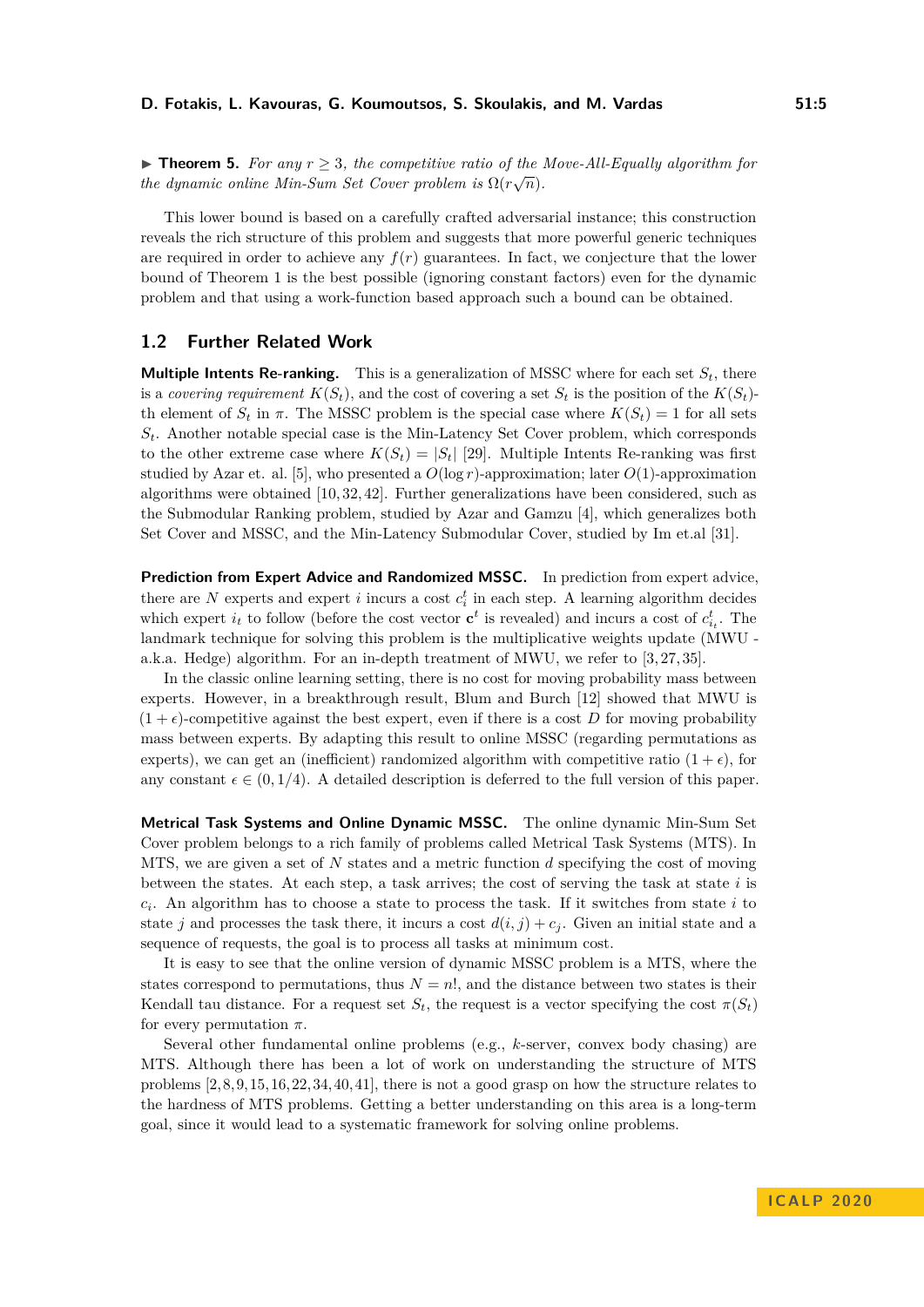▶ **Theorem 5.** *For any $r \geq 3$, the competitive ratio of the Move-All-Equally algorithm for the dynamic online Min-Sum Set Cover problem is $\Omega(r\sqrt{n})$.*

This lower bound is based on a carefully crafted adversarial instance; this construction reveals the rich structure of this problem and suggests that more powerful generic techniques are required in order to achieve any $f(r)$ guarantees. In fact, we conjecture that the lower bound of Theorem 1 is the best possible (ignoring constant factors) even for the dynamic problem and that using a work-function based approach such a bound can be obtained.

## 1.2 Further Related Work

**Multiple Intents Re-ranking.** This is a generalization of MSSC where for each set $S_t$, there is a *covering requirement* $K(S_t)$, and the cost of covering a set $S_t$ is the position of the $K(S_t)$-th element of $S_t$ in $\pi$. The MSSC problem is the special case where $K(S_t) = 1$ for all sets $S_t$. Another notable special case is the Min-Latency Set Cover problem, which corresponds to the other extreme case where $K(S_t) = |S_t|$ [29]. Multiple Intents Re-ranking was first studied by Azar et. al. [5], who presented a $O(\log r)$-approximation; later $O(1)$-approximation algorithms were obtained [10, 32, 42]. Further generalizations have been considered, such as the Submodular Ranking problem, studied by Azar and Gamzu [4], which generalizes both Set Cover and MSSC, and the Min-Latency Submodular Cover, studied by Im et.al [31].

**Prediction from Expert Advice and Randomized MSSC.** In prediction from expert advice, there are $N$ experts and expert $i$ incurs a cost $c_i^t$ in each step. A learning algorithm decides which expert $i_t$ to follow (before the cost vector $\mathbf{c}^t$ is revealed) and incurs a cost of $c_{i_t}^t$. The landmark technique for solving this problem is the multiplicative weights update (MWU - a.k.a. Hedge) algorithm. For an in-depth treatment of MWU, we refer to [3, 27, 35].

In the classic online learning setting, there is no cost for moving probability mass between experts. However, in a breakthrough result, Blum and Burch [12] showed that MWU is $(1+\epsilon)$-competitive against the best expert, even if there is a cost $D$ for moving probability mass between experts. By adapting this result to online MSSC (regarding permutations as experts), we can get an (inefficient) randomized algorithm with competitive ratio $(1+\epsilon)$, for any constant $\epsilon \in (0, 1/4)$. A detailed description is deferred to the full version of this paper.

**Metrical Task Systems and Online Dynamic MSSC.** The online dynamic Min-Sum Set Cover problem belongs to a rich family of problems called Metrical Task Systems (MTS). In MTS, we are given a set of $N$ states and a metric function $d$ specifying the cost of moving between the states. At each step, a task arrives; the cost of serving the task at state $i$ is $c_i$. An algorithm has to choose a state to process the task. If it switches from state $i$ to state $j$ and processes the task there, it incurs a cost $d(i, j) + c_j$. Given an initial state and a sequence of requests, the goal is to process all tasks at minimum cost.

It is easy to see that the online version of dynamic MSSC problem is a MTS, where the states correspond to permutations, thus $N = n!$, and the distance between two states is their Kendall tau distance. For a request set $S_t$, the request is a vector specifying the cost $\pi(S_t)$ for every permutation $\pi$.

Several other fundamental online problems (e.g., $k$-server, convex body chasing) are MTS. Although there has been a lot of work on understanding the structure of MTS problems [2, 8, 9, 15, 16, 22, 34, 40, 41], there is not a good grasp on how the structure relates to the hardness of MTS problems. Getting a better understanding on this area is a long-term goal, since it would lead to a systematic framework for solving online problems.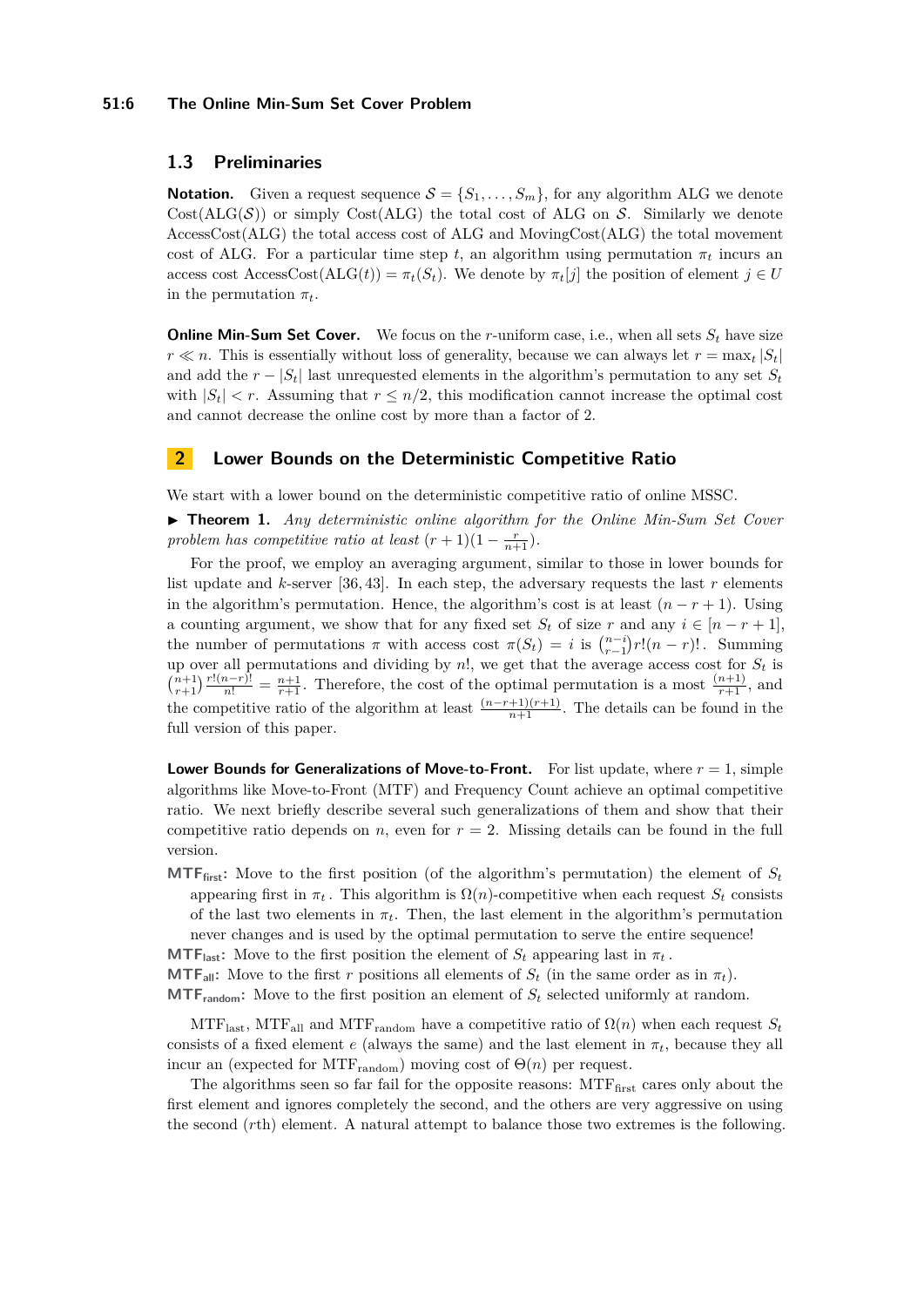## 1.3 Preliminaries

**Notation.** Given a request sequence $\mathcal{S} = \{S_1, \ldots, S_m\}$, for any algorithm ALG we denote $\text{Cost}(\text{ALG}(\mathcal{S}))$ or simply $\text{Cost}(\text{ALG})$ the total cost of ALG on $\mathcal{S}$. Similarly we denote $\text{AccessCost}(\text{ALG})$ the total access cost of ALG and $\text{MovingCost}(\text{ALG})$ the total movement cost of ALG. For a particular time step $t$, an algorithm using permutation $\pi_t$ incurs an access cost $\text{AccessCost}(\text{ALG}(t)) = \pi_t(S_t)$. We denote by $\pi_t[j]$ the position of element $j \in U$ in the permutation $\pi_t$.

**Online Min-Sum Set Cover.** We focus on the $r$-uniform case, i.e., when all sets $S_t$ have size $r \ll n$. This is essentially without loss of generality, because we can always let $r = \max_t |S_t|$ and add the $r - |S_t|$ last unrequested elements in the algorithm's permutation to any set $S_t$ with $|S_t| < r$. Assuming that $r \leq n/2$, this modification cannot increase the optimal cost and cannot decrease the online cost by more than a factor of 2.

# 2 Lower Bounds on the Deterministic Competitive Ratio

We start with a lower bound on the deterministic competitive ratio of online MSSC.

▶ **Theorem 1.** *Any deterministic online algorithm for the Online Min-Sum Set Cover problem has competitive ratio at least* $(r+1)(1 - \frac{r}{n+1})$.

For the proof, we employ an averaging argument, similar to those in lower bounds for list update and $k$-server [36, 43]. In each step, the adversary requests the last $r$ elements in the algorithm's permutation. Hence, the algorithm's cost is at least $(n - r + 1)$. Using a counting argument, we show that for any fixed set $S_t$ of size $r$ and any $i \in [n - r + 1]$, the number of permutations $\pi$ with access cost $\pi(S_t) = i$ is $\binom{n-i}{r-1} r!(n-r)!$. Summing up over all permutations and dividing by $n!$, we get that the average access cost for $S_t$ is $\binom{n+1}{r+1} \frac{r!(n-r)!}{n!} = \frac{n+1}{r+1}$. Therefore, the cost of the optimal permutation is a most $\frac{(n+1)}{r+1}$, and the competitive ratio of the algorithm at least $\frac{(n-r+1)(r+1)}{n+1}$. The details can be found in the full version of this paper.

**Lower Bounds for Generalizations of Move-to-Front.** For list update, where $r = 1$, simple algorithms like Move-to-Front (MTF) and Frequency Count achieve an optimal competitive ratio. We next briefly describe several such generalizations of them and show that their competitive ratio depends on $n$, even for $r = 2$. Missing details can be found in the full version.

**$\text{MTF}_{\text{first}}$:** Move to the first position (of the algorithm's permutation) the element of $S_t$ appearing first in $\pi_t$. This algorithm is $\Omega(n)$-competitive when each request $S_t$ consists of the last two elements in $\pi_t$. Then, the last element in the algorithm's permutation never changes and is used by the optimal permutation to serve the entire sequence!

**$\text{MTF}_{\text{last}}$:** Move to the first position the element of $S_t$ appearing last in $\pi_t$.

**$\text{MTF}_{\text{all}}$:** Move to the first $r$ positions all elements of $S_t$ (in the same order as in $\pi_t$).

**$\text{MTF}_{\text{random}}$:** Move to the first position an element of $S_t$ selected uniformly at random.

$\text{MTF}_{\text{last}}$, $\text{MTF}_{\text{all}}$ and $\text{MTF}_{\text{random}}$ have a competitive ratio of $\Omega(n)$ when each request $S_t$ consists of a fixed element $e$ (always the same) and the last element in $\pi_t$, because they all incur an (expected for $\text{MTF}_{\text{random}}$) moving cost of $\Theta(n)$ per request.

The algorithms seen so far fail for the opposite reasons: $\text{MTF}_{\text{first}}$ cares only about the first element and ignores completely the second, and the others are very aggressive on using the second ($r$th) element. A natural attempt to balance those two extremes is the following.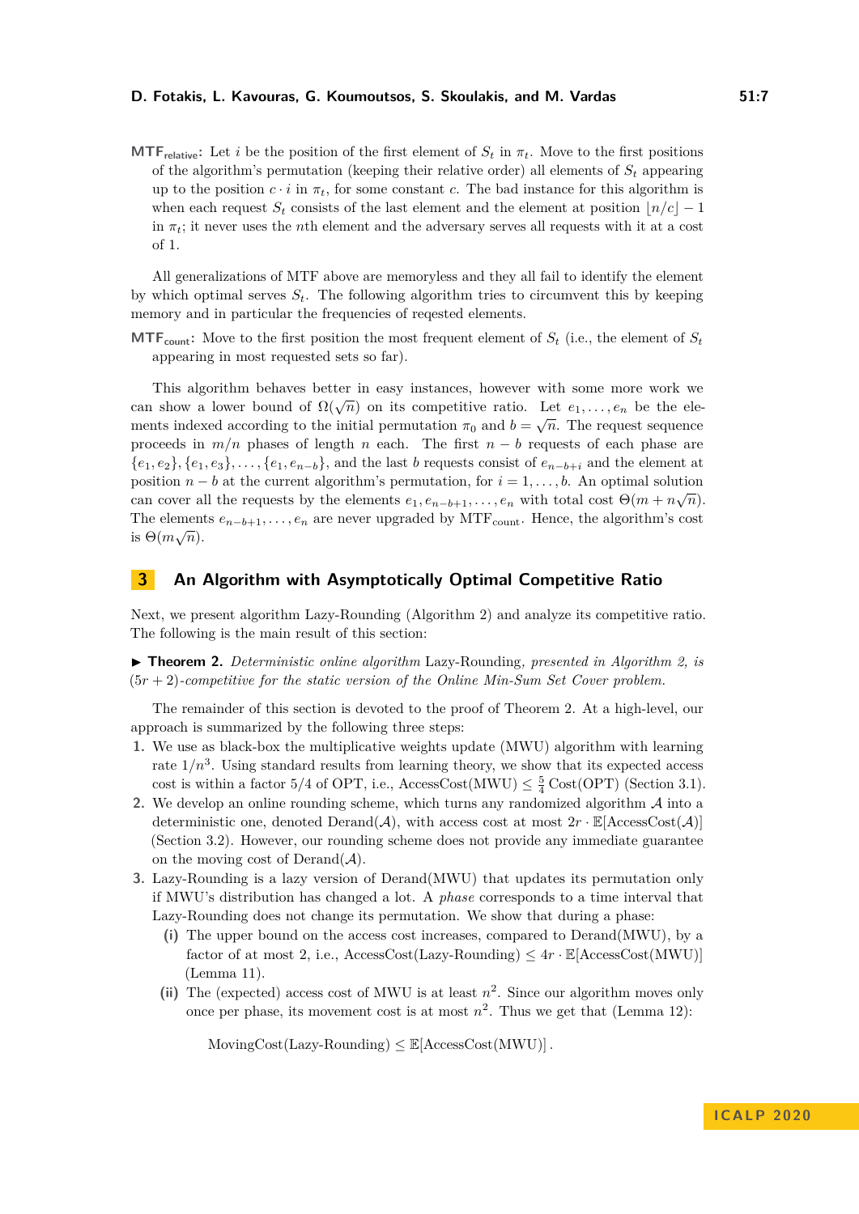**MTF$_{\text{relative}}$:** Let $i$ be the position of the first element of $S_t$ in $\pi_t$. Move to the first positions of the algorithm's permutation (keeping their relative order) all elements of $S_t$ appearing up to the position $c \cdot i$ in $\pi_t$, for some constant $c$. The bad instance for this algorithm is when each request $S_t$ consists of the last element and the element at position $\lfloor n/c \rfloor - 1$ in $\pi_t$; it never uses the $n$th element and the adversary serves all requests with it at a cost of 1.

All generalizations of MTF above are memoryless and they all fail to identify the element by which optimal serves $S_t$. The following algorithm tries to circumvent this by keeping memory and in particular the frequencies of reqested elements.

**MTF$_{\text{count}}$:** Move to the first position the most frequent element of $S_t$ (i.e., the element of $S_t$ appearing in most requested sets so far).

This algorithm behaves better in easy instances, however with some more work we can show a lower bound of $\Omega(\sqrt{n})$ on its competitive ratio. Let $e_1, \dots, e_n$ be the elements indexed according to the initial permutation $\pi_0$ and $b = \sqrt{n}$. The request sequence proceeds in $m/n$ phases of length $n$ each. The first $n - b$ requests of each phase are $\{e_1, e_2\}, \{e_1, e_3\}, \dots, \{e_1, e_{n-b}\}$, and the last $b$ requests consist of $e_{n-b+i}$ and the element at position $n - b$ at the current algorithm's permutation, for $i = 1, \dots, b$. An optimal solution can cover all the requests by the elements $e_1, e_{n-b+1}, \dots, e_n$ with total cost $\Theta(m + n\sqrt{n})$. The elements $e_{n-b+1}, \dots, e_n$ are never upgraded by MTF$_{\text{count}}$. Hence, the algorithm's cost is $\Theta(m\sqrt{n})$.

## 3 An Algorithm with Asymptotically Optimal Competitive Ratio

Next, we present algorithm Lazy-Rounding (Algorithm 2) and analyze its competitive ratio. The following is the main result of this section:

▶ **Theorem 2.** *Deterministic online algorithm* Lazy-Rounding*, presented in Algorithm 2, is* $(5r + 2)$*-competitive for the static version of the Online Min-Sum Set Cover problem.*

The remainder of this section is devoted to the proof of Theorem 2. At a high-level, our approach is summarized by the following three steps:

1. We use as black-box the multiplicative weights update (MWU) algorithm with learning rate $1/n^3$. Using standard results from learning theory, we show that its expected access cost is within a factor 5/4 of OPT, i.e., $\text{AccessCost}(\text{MWU}) \leq \frac{5}{4}\,\text{Cost}(\text{OPT})$ (Section 3.1).
2. We develop an online rounding scheme, which turns any randomized algorithm $\mathcal{A}$ into a deterministic one, denoted $\text{Derand}(\mathcal{A})$, with access cost at most $2r \cdot \mathbb{E}[\text{AccessCost}(\mathcal{A})]$ (Section 3.2). However, our rounding scheme does not provide any immediate guarantee on the moving cost of $\text{Derand}(\mathcal{A})$.
3. Lazy-Rounding is a lazy version of Derand(MWU) that updates its permutation only if MWU's distribution has changed a lot. A *phase* corresponds to a time interval that Lazy-Rounding does not change its permutation. We show that during a phase:
   - **(i)** The upper bound on the access cost increases, compared to Derand(MWU), by a factor of at most 2, i.e., $\text{AccessCost}(\text{Lazy-Rounding}) \leq 4r \cdot \mathbb{E}[\text{AccessCost}(\text{MWU})]$ (Lemma 11).
   - **(ii)** The (expected) access cost of MWU is at least $n^2$. Since our algorithm moves only once per phase, its movement cost is at most $n^2$. Thus we get that (Lemma 12):

$$\text{MovingCost}(\text{Lazy-Rounding}) \leq \mathbb{E}[\text{AccessCost}(\text{MWU})]\,.$$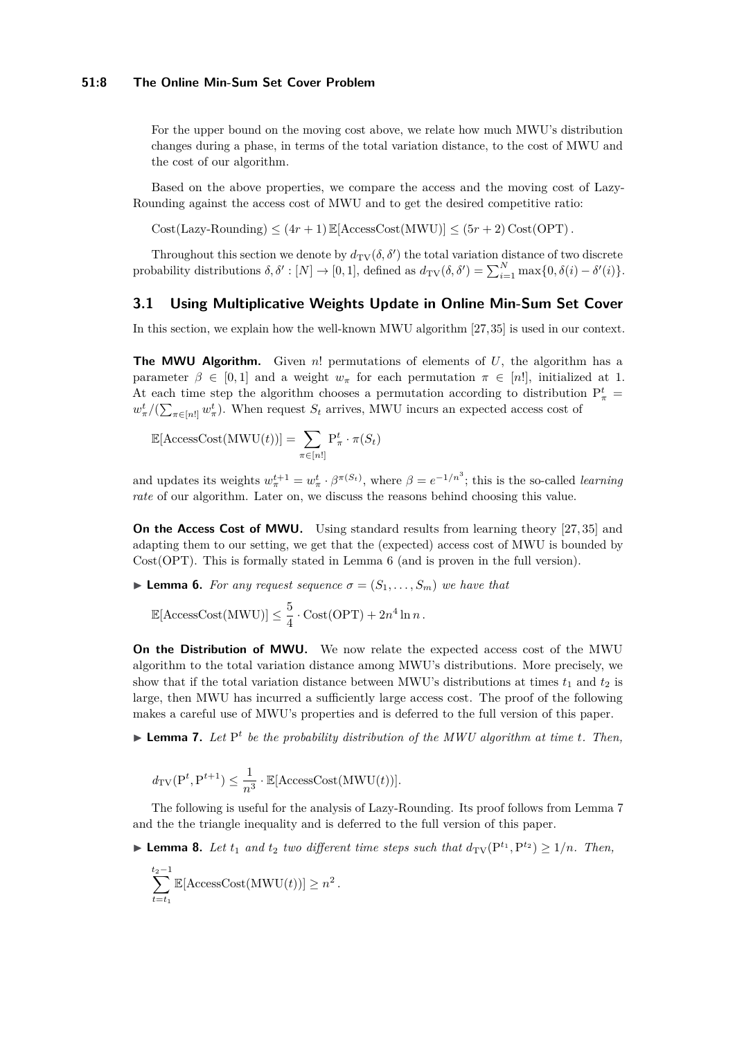For the upper bound on the moving cost above, we relate how much MWU's distribution changes during a phase, in terms of the total variation distance, to the cost of MWU and the cost of our algorithm.

Based on the above properties, we compare the access and the moving cost of Lazy-Rounding against the access cost of MWU and to get the desired competitive ratio:

$$\text{Cost(Lazy-Rounding)} \leq (4r+1)\,\mathbb{E}[\text{AccessCost(MWU)}] \leq (5r+2)\,\text{Cost(OPT)}\,.$$

Throughout this section we denote by $d_{\text{TV}}(\delta, \delta')$ the total variation distance of two discrete probability distributions $\delta, \delta' : [N] \to [0,1]$, defined as $d_{\text{TV}}(\delta, \delta') = \sum_{i=1}^{N} \max\{0, \delta(i) - \delta'(i)\}$.

## 3.1 Using Multiplicative Weights Update in Online Min-Sum Set Cover

In this section, we explain how the well-known MWU algorithm [27,35] is used in our context.

**The MWU Algorithm.** Given $n!$ permutations of elements of $U$, the algorithm has a parameter $\beta \in [0,1]$ and a weight $w_\pi$ for each permutation $\pi \in [n!]$, initialized at 1. At each time step the algorithm chooses a permutation according to distribution $\text{P}_\pi^t = w_\pi^t / (\sum_{\pi \in [n!]} w_\pi^t)$. When request $S_t$ arrives, MWU incurs an expected access cost of

$$\mathbb{E}[\text{AccessCost(MWU}(t))] = \sum_{\pi \in [n!]} \text{P}_\pi^t \cdot \pi(S_t)$$

and updates its weights $w_\pi^{t+1} = w_\pi^t \cdot \beta^{\pi(S_t)}$, where $\beta = e^{-1/n^3}$; this is the so-called *learning rate* of our algorithm. Later on, we discuss the reasons behind choosing this value.

**On the Access Cost of MWU.** Using standard results from learning theory [27,35] and adapting them to our setting, we get that the (expected) access cost of MWU is bounded by Cost(OPT). This is formally stated in Lemma 6 (and is proven in the full version).

▶ **Lemma 6.** *For any request sequence $\sigma = (S_1, \ldots, S_m)$ we have that*

$$\mathbb{E}[\text{AccessCost(MWU)}] \leq \frac{5}{4} \cdot \text{Cost(OPT)} + 2n^4 \ln n\,.$$

**On the Distribution of MWU.** We now relate the expected access cost of the MWU algorithm to the total variation distance among MWU's distributions. More precisely, we show that if the total variation distance between MWU's distributions at times $t_1$ and $t_2$ is large, then MWU has incurred a sufficiently large access cost. The proof of the following makes a careful use of MWU's properties and is deferred to the full version of this paper.

▶ **Lemma 7.** *Let $\text{P}^t$ be the probability distribution of the MWU algorithm at time $t$. Then,*

$$d_{\text{TV}}(\text{P}^t, \text{P}^{t+1}) \leq \frac{1}{n^3} \cdot \mathbb{E}[\text{AccessCost(MWU}(t))].$$

The following is useful for the analysis of Lazy-Rounding. Its proof follows from Lemma 7 and the the triangle inequality and is deferred to the full version of this paper.

▶ **Lemma 8.** *Let $t_1$ and $t_2$ two different time steps such that $d_{\text{TV}}(\text{P}^{t_1}, \text{P}^{t_2}) \geq 1/n$. Then,*

$$\sum_{t=t_1}^{t_2-1} \mathbb{E}[\text{AccessCost(MWU}(t))] \geq n^2\,.$$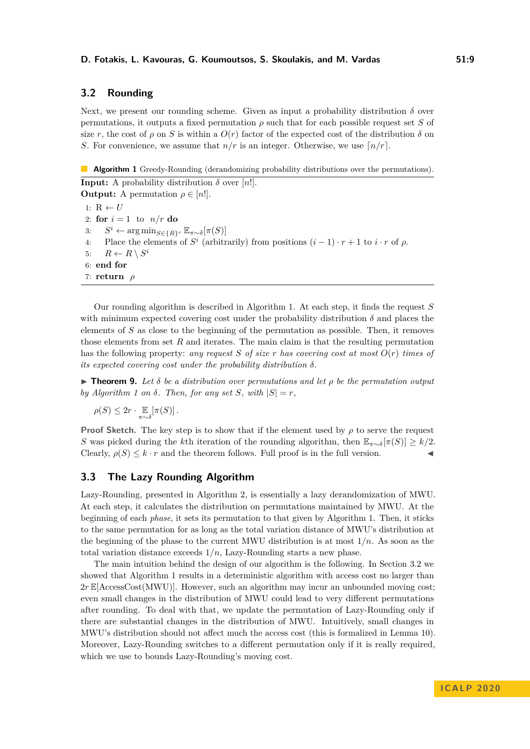### 3.2 Rounding

Next, we present our rounding scheme. Given as input a probability distribution $\delta$ over permutations, it outputs a fixed permutation $\rho$ such that for each possible request set $S$ of size $r$, the cost of $\rho$ on $S$ is within a $O(r)$ factor of the expected cost of the distribution $\delta$ on $S$. For convenience, we assume that $n/r$ is an integer. Otherwise, we use $\lceil n/r \rceil$.

**Algorithm 1** Greedy-Rounding (derandomizing probability distributions over the permutations).

**Input:** A probability distribution $\delta$ over $[n!]$.
**Output:** A permutation $\rho \in [n!]$.

```
1: R ← U
2: for i = 1 to n/r do
3:     S^i ← argmin_{S∈{R}^r} E_{π∼δ}[π(S)]
4:     Place the elements of S^i (arbitrarily) from positions (i − 1)·r + 1 to i·r of ρ.
5:     R ← R \ S^i
6: end for
7: return ρ
```

Our rounding algorithm is described in Algorithm 1. At each step, it finds the request $S$ with minimum expected covering cost under the probability distribution $\delta$ and places the elements of $S$ as close to the beginning of the permutation as possible. Then, it removes those elements from set $R$ and iterates. The main claim is that the resulting permutation has the following property: *any request $S$ of size $r$ has covering cost at most $O(r)$ times of its expected covering cost under the probability distribution $\delta$.*

▶ **Theorem 9.** *Let $\delta$ be a distribution over permutations and let $\rho$ be the permutation output by Algorithm 1 on $\delta$. Then, for any set $S$, with $|S| = r$,*

$$\rho(S) \leq 2r \cdot \mathop{\mathbb{E}}_{\pi\sim\delta}[\pi(S)]\,.$$

**Proof Sketch.** The key step is to show that if the element used by $\rho$ to serve the request $S$ was picked during the $k$th iteration of the rounding algorithm, then $\mathbb{E}_{\pi\sim\delta}[\pi(S)] \geq k/2$. Clearly, $\rho(S) \leq k \cdot r$ and the theorem follows. Full proof is in the full version. ◀

### 3.3 The Lazy Rounding Algorithm

Lazy-Rounding, presented in Algorithm 2, is essentially a lazy derandomization of MWU. At each step, it calculates the distribution on permutations maintained by MWU. At the beginning of each *phase*, it sets its permutation to that given by Algorithm 1. Then, it sticks to the same permutation for as long as the total variation distance of MWU's distribution at the beginning of the phase to the current MWU distribution is at most $1/n$. As soon as the total variation distance exceeds $1/n$, Lazy-Rounding starts a new phase.

The main intuition behind the design of our algorithm is the following. In Section 3.2 we showed that Algorithm 1 results in a deterministic algorithm with access cost no larger than $2r\,\mathbb{E}[\text{AccessCost(MWU)}]$. However, such an algorithm may incur an unbounded moving cost; even small changes in the distribution of MWU could lead to very different permutations after rounding. To deal with that, we update the permutation of Lazy-Rounding only if there are substantial changes in the distribution of MWU. Intuitively, small changes in MWU's distribution should not affect much the access cost (this is formalized in Lemma 10). Moreover, Lazy-Rounding switches to a different permutation only if it is really required, which we use to bounds Lazy-Rounding's moving cost.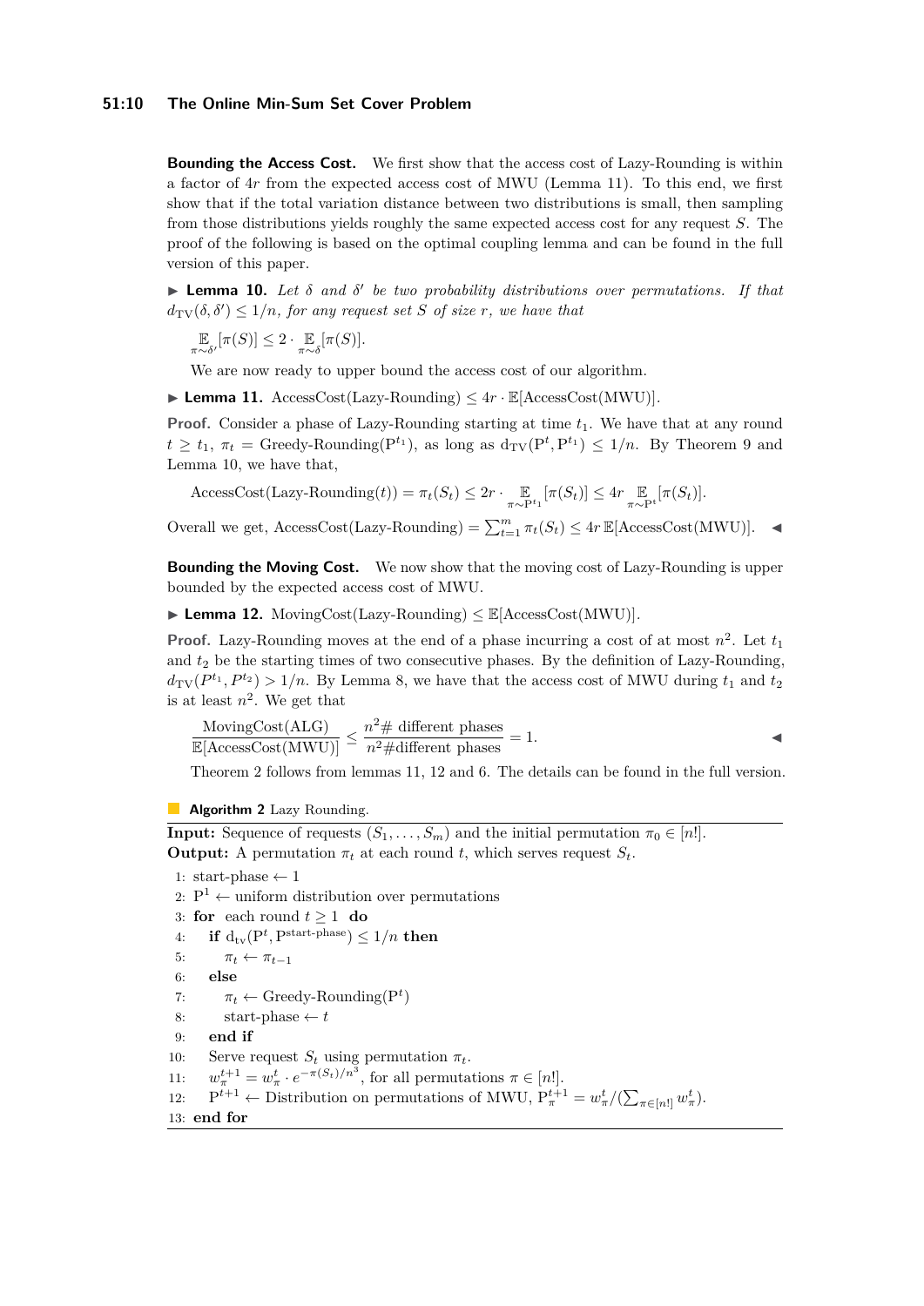**Bounding the Access Cost.** We first show that the access cost of Lazy-Rounding is within a factor of $4r$ from the expected access cost of MWU (Lemma 11). To this end, we first show that if the total variation distance between two distributions is small, then sampling from those distributions yields roughly the same expected access cost for any request $S$. The proof of the following is based on the optimal coupling lemma and can be found in the full version of this paper.

▶ **Lemma 10.** *Let $\delta$ and $\delta'$ be two probability distributions over permutations. If that $d_{\mathrm{TV}}(\delta, \delta') \leq 1/n$, for any request set $S$ of size $r$, we have that*

$$\mathop{\mathbb{E}}_{\pi \sim \delta'}[\pi(S)] \leq 2 \cdot \mathop{\mathbb{E}}_{\pi \sim \delta}[\pi(S)].$$

We are now ready to upper bound the access cost of our algorithm.

▶ **Lemma 11.** AccessCost(Lazy-Rounding) $\leq 4r \cdot \mathbb{E}$[AccessCost(MWU)].

**Proof.** Consider a phase of Lazy-Rounding starting at time $t_1$. We have that at any round $t \geq t_1$, $\pi_t$ = Greedy-Rounding($\mathrm{P}^{t_1}$), as long as $\mathrm{d_{TV}}(\mathrm{P}^t, \mathrm{P}^{t_1}) \leq 1/n$. By Theorem 9 and Lemma 10, we have that,

$$\text{AccessCost(Lazy-Rounding}(t)) = \pi_t(S_t) \leq 2r \cdot \mathop{\mathbb{E}}_{\pi \sim \mathrm{P}^{t_1}}[\pi(S_t)] \leq 4r \mathop{\mathbb{E}}_{\pi \sim \mathrm{P}^t}[\pi(S_t)].$$

Overall we get, AccessCost(Lazy-Rounding) $= \sum_{t=1}^{m} \pi_t(S_t) \leq 4r\, \mathbb{E}$[AccessCost(MWU)]. ◀

**Bounding the Moving Cost.** We now show that the moving cost of Lazy-Rounding is upper bounded by the expected access cost of MWU.

▶ **Lemma 12.** MovingCost(Lazy-Rounding) $\leq \mathbb{E}$[AccessCost(MWU)].

**Proof.** Lazy-Rounding moves at the end of a phase incurring a cost of at most $n^2$. Let $t_1$ and $t_2$ be the starting times of two consecutive phases. By the definition of Lazy-Rounding, $d_{\mathrm{TV}}(P^{t_1}, P^{t_2}) > 1/n$. By Lemma 8, we have that the access cost of MWU during $t_1$ and $t_2$ is at least $n^2$. We get that

$$\frac{\text{MovingCost(ALG)}}{\mathbb{E}[\text{AccessCost(MWU)}]} \leq \frac{n^2 \#\text{ different phases}}{n^2 \#\text{different phases}} = 1. \qquad ◀$$

Theorem 2 follows from lemmas 11, 12 and 6. The details can be found in the full version.

**Algorithm 2** Lazy Rounding.

**Input:** Sequence of requests $(S_1, \ldots, S_m)$ and the initial permutation $\pi_0 \in [n!]$.
**Output:** A permutation $\pi_t$ at each round $t$, which serves request $S_t$.

1: start-phase $\leftarrow 1$
2: $\mathrm{P}^1 \leftarrow$ uniform distribution over permutations
3: **for** each round $t \geq 1$ **do**
4: &nbsp;&nbsp;&nbsp;&nbsp;**if** $\mathrm{d_{tv}}(\mathrm{P}^t, \mathrm{P}^{\text{start-phase}}) \leq 1/n$ **then**
5: &nbsp;&nbsp;&nbsp;&nbsp;&nbsp;&nbsp;&nbsp;&nbsp;$\pi_t \leftarrow \pi_{t-1}$
6: &nbsp;&nbsp;&nbsp;&nbsp;**else**
7: &nbsp;&nbsp;&nbsp;&nbsp;&nbsp;&nbsp;&nbsp;&nbsp;$\pi_t \leftarrow$ Greedy-Rounding($\mathrm{P}^t$)
8: &nbsp;&nbsp;&nbsp;&nbsp;&nbsp;&nbsp;&nbsp;&nbsp;start-phase $\leftarrow t$
9: &nbsp;&nbsp;&nbsp;&nbsp;**end if**
10: &nbsp;&nbsp;&nbsp;Serve request $S_t$ using permutation $\pi_t$.
11: &nbsp;&nbsp;&nbsp;$w_\pi^{t+1} = w_\pi^t \cdot e^{-\pi(S_t)/n^3}$, for all permutations $\pi \in [n!]$.
12: &nbsp;&nbsp;&nbsp;$\mathrm{P}^{t+1} \leftarrow$ Distribution on permutations of MWU, $\mathrm{P}_\pi^{t+1} = w_\pi^t / (\sum_{\pi \in [n!]} w_\pi^t)$.
13: **end for**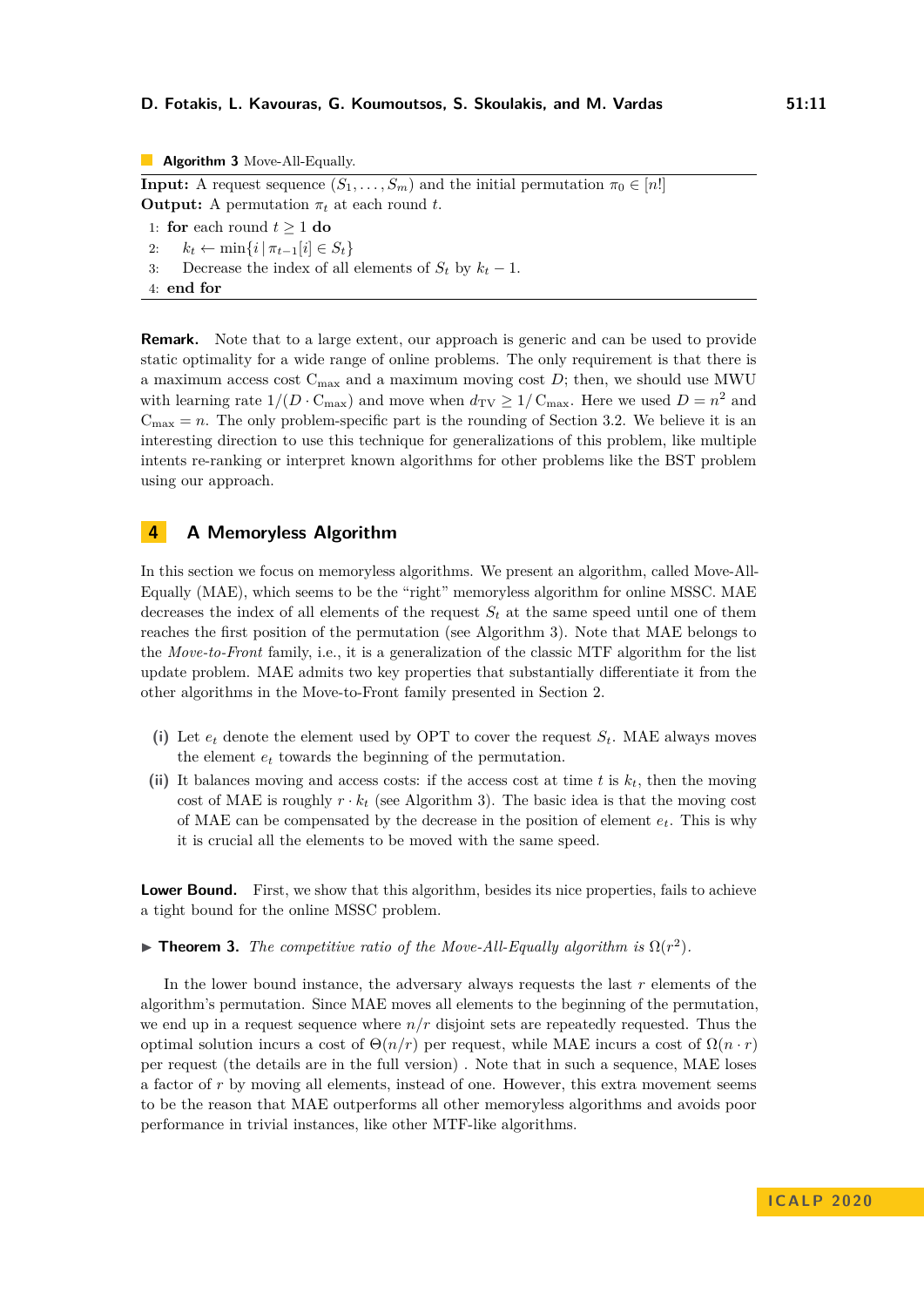**Algorithm 3** Move-All-Equally.

**Input:** A request sequence $(S_1, \ldots, S_m)$ and the initial permutation $\pi_0 \in [n!]$
**Output:** A permutation $\pi_t$ at each round $t$.

```
1: for each round t ≥ 1 do
2:     k_t ← min{i | π_{t−1}[i] ∈ S_t}
3:     Decrease the index of all elements of S_t by k_t − 1.
4: end for
```

**Remark.** Note that to a large extent, our approach is generic and can be used to provide static optimality for a wide range of online problems. The only requirement is that there is a maximum access cost $\mathrm{C}_{\max}$ and a maximum moving cost $D$; then, we should use MWU with learning rate $1/(D \cdot \mathrm{C}_{\max})$ and move when $d_{\mathrm{TV}} \geq 1/\mathrm{C}_{\max}$. Here we used $D = n^2$ and $\mathrm{C}_{\max} = n$. The only problem-specific part is the rounding of Section 3.2. We believe it is an interesting direction to use this technique for generalizations of this problem, like multiple intents re-ranking or interpret known algorithms for other problems like the BST problem using our approach.

## 4 A Memoryless Algorithm

In this section we focus on memoryless algorithms. We present an algorithm, called Move-All-Equally (MAE), which seems to be the "right" memoryless algorithm for online MSSC. MAE decreases the index of all elements of the request $S_t$ at the same speed until one of them reaches the first position of the permutation (see Algorithm 3). Note that MAE belongs to the *Move-to-Front* family, i.e., it is a generalization of the classic MTF algorithm for the list update problem. MAE admits two key properties that substantially differentiate it from the other algorithms in the Move-to-Front family presented in Section 2.

- **(i)** Let $e_t$ denote the element used by OPT to cover the request $S_t$. MAE always moves the element $e_t$ towards the beginning of the permutation.
- **(ii)** It balances moving and access costs: if the access cost at time $t$ is $k_t$, then the moving cost of MAE is roughly $r \cdot k_t$ (see Algorithm 3). The basic idea is that the moving cost of MAE can be compensated by the decrease in the position of element $e_t$. This is why it is crucial all the elements to be moved with the same speed.

**Lower Bound.** First, we show that this algorithm, besides its nice properties, fails to achieve a tight bound for the online MSSC problem.

▶ **Theorem 3.** *The competitive ratio of the Move-All-Equally algorithm is* $\Omega(r^2)$.

In the lower bound instance, the adversary always requests the last $r$ elements of the algorithm's permutation. Since MAE moves all elements to the beginning of the permutation, we end up in a request sequence where $n/r$ disjoint sets are repeatedly requested. Thus the optimal solution incurs a cost of $\Theta(n/r)$ per request, while MAE incurs a cost of $\Omega(n \cdot r)$ per request (the details are in the full version) . Note that in such a sequence, MAE loses a factor of $r$ by moving all elements, instead of one. However, this extra movement seems to be the reason that MAE outperforms all other memoryless algorithms and avoids poor performance in trivial instances, like other MTF-like algorithms.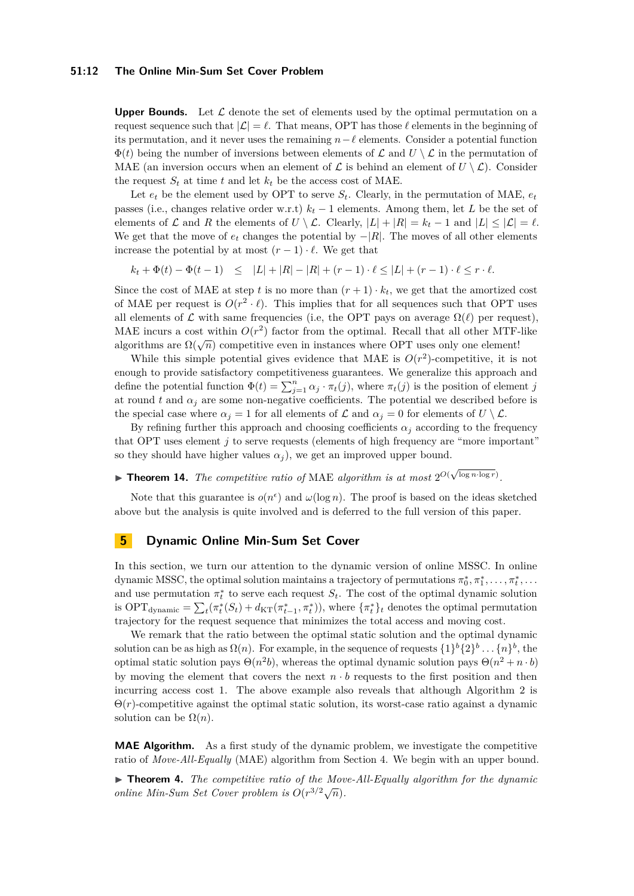**Upper Bounds.** Let $\mathcal{L}$ denote the set of elements used by the optimal permutation on a request sequence such that $|\mathcal{L}| = \ell$. That means, OPT has those $\ell$ elements in the beginning of its permutation, and it never uses the remaining $n - \ell$ elements. Consider a potential function $\Phi(t)$ being the number of inversions between elements of $\mathcal{L}$ and $U \setminus \mathcal{L}$ in the permutation of MAE (an inversion occurs when an element of $\mathcal{L}$ is behind an element of $U \setminus \mathcal{L}$). Consider the request $S_t$ at time $t$ and let $k_t$ be the access cost of MAE.

Let $e_t$ be the element used by OPT to serve $S_t$. Clearly, in the permutation of MAE, $e_t$ passes (i.e., changes relative order w.r.t) $k_t - 1$ elements. Among them, let $L$ be the set of elements of $\mathcal{L}$ and $R$ the elements of $U \setminus \mathcal{L}$. Clearly, $|L| + |R| = k_t - 1$ and $|L| \leq |\mathcal{L}| = \ell$. We get that the move of $e_t$ changes the potential by $-|R|$. The moves of all other elements increase the potential by at most $(r-1) \cdot \ell$. We get that

$$k_t + \Phi(t) - \Phi(t-1) \quad \leq \quad |L| + |R| - |R| + (r-1) \cdot \ell \leq |L| + (r-1) \cdot \ell \leq r \cdot \ell.$$

Since the cost of MAE at step $t$ is no more than $(r+1) \cdot k_t$, we get that the amortized cost of MAE per request is $O(r^2 \cdot \ell)$. This implies that for all sequences such that OPT uses all elements of $\mathcal{L}$ with same frequencies (i.e, the OPT pays on average $\Omega(\ell)$ per request), MAE incurs a cost within $O(r^2)$ factor from the optimal. Recall that all other MTF-like algorithms are $\Omega(\sqrt{n})$ competitive even in instances where OPT uses only one element!

While this simple potential gives evidence that MAE is $O(r^2)$-competitive, it is not enough to provide satisfactory competitiveness guarantees. We generalize this approach and define the potential function $\Phi(t) = \sum_{j=1}^{n} \alpha_j \cdot \pi_t(j)$, where $\pi_t(j)$ is the position of element $j$ at round $t$ and $\alpha_j$ are some non-negative coefficients. The potential we described before is the special case where $\alpha_j = 1$ for all elements of $\mathcal{L}$ and $\alpha_j = 0$ for elements of $U \setminus \mathcal{L}$.

By refining further this approach and choosing coefficients $\alpha_j$ according to the frequency that OPT uses element $j$ to serve requests (elements of high frequency are "more important" so they should have higher values $\alpha_j$), we get an improved upper bound.

▶ **Theorem 14.** *The competitive ratio of* MAE *algorithm is at most* $2^{O(\sqrt{\log n \cdot \log r})}$.

Note that this guarantee is $o(n^\epsilon)$ and $\omega(\log n)$. The proof is based on the ideas sketched above but the analysis is quite involved and is deferred to the full version of this paper.

## 5 Dynamic Online Min-Sum Set Cover

In this section, we turn our attention to the dynamic version of online MSSC. In online dynamic MSSC, the optimal solution maintains a trajectory of permutations $\pi_0^*, \pi_1^*, \ldots, \pi_t^*, \ldots$ and use permutation $\pi_t^*$ to serve each request $S_t$. The cost of the optimal dynamic solution is $\text{OPT}_{\text{dynamic}} = \sum_t (\pi_t^*(S_t) + d_{\text{KT}}(\pi_{t-1}^*, \pi_t^*))$, where $\{\pi_t^*\}_t$ denotes the optimal permutation trajectory for the request sequence that minimizes the total access and moving cost.

We remark that the ratio between the optimal static solution and the optimal dynamic solution can be as high as $\Omega(n)$. For example, in the sequence of requests $\{1\}^b\{2\}^b \ldots \{n\}^b$, the optimal static solution pays $\Theta(n^2 b)$, whereas the optimal dynamic solution pays $\Theta(n^2 + n \cdot b)$ by moving the element that covers the next $n \cdot b$ requests to the first position and then incurring access cost 1. The above example also reveals that although Algorithm 2 is $\Theta(r)$-competitive against the optimal static solution, its worst-case ratio against a dynamic solution can be $\Omega(n)$.

**MAE Algorithm.** As a first study of the dynamic problem, we investigate the competitive ratio of *Move-All-Equally* (MAE) algorithm from Section 4. We begin with an upper bound.

▶ **Theorem 4.** *The competitive ratio of the Move-All-Equally algorithm for the dynamic online Min-Sum Set Cover problem is* $O(r^{3/2}\sqrt{n})$.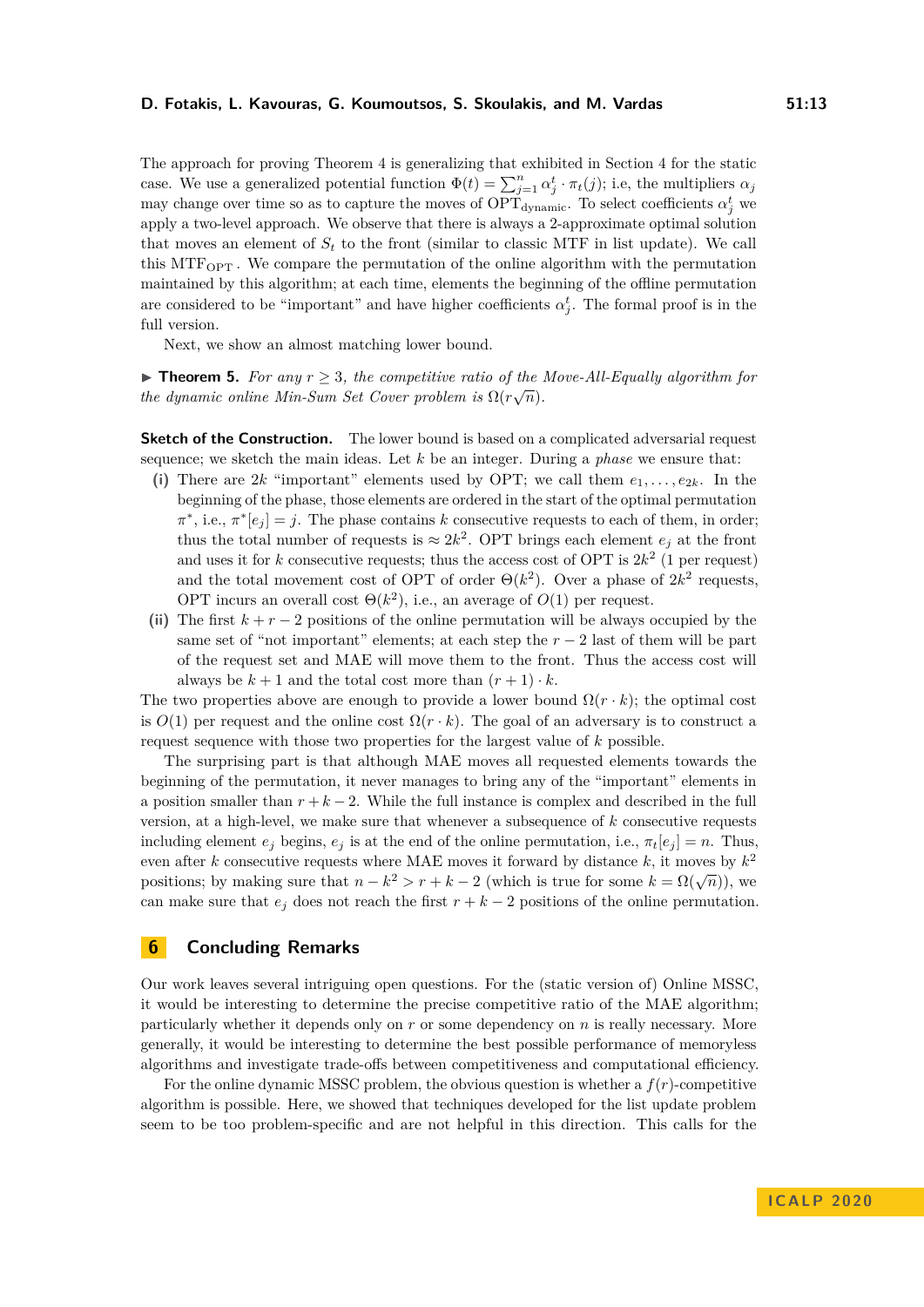The approach for proving Theorem 4 is generalizing that exhibited in Section 4 for the static case. We use a generalized potential function $\Phi(t) = \sum_{j=1}^{n} \alpha_j^t \cdot \pi_t(j)$; i.e, the multipliers $\alpha_j$ may change over time so as to capture the moves of $\text{OPT}_{\text{dynamic}}$. To select coefficients $\alpha_j^t$ we apply a two-level approach. We observe that there is always a 2-approximate optimal solution that moves an element of $S_t$ to the front (similar to classic MTF in list update). We call this $\text{MTF}_{\text{OPT}}$. We compare the permutation of the online algorithm with the permutation maintained by this algorithm; at each time, elements the beginning of the offline permutation are considered to be "important" and have higher coefficients $\alpha_j^t$. The formal proof is in the full version.

Next, we show an almost matching lower bound.

▶ **Theorem 5.** *For any $r \geq 3$, the competitive ratio of the Move-All-Equally algorithm for the dynamic online Min-Sum Set Cover problem is $\Omega(r\sqrt{n})$.*

**Sketch of the Construction.** The lower bound is based on a complicated adversarial request sequence; we sketch the main ideas. Let $k$ be an integer. During a *phase* we ensure that:

**(i)** There are $2k$ "important" elements used by OPT; we call them $e_1, \ldots, e_{2k}$. In the beginning of the phase, those elements are ordered in the start of the optimal permutation $\pi^*$, i.e., $\pi^*[e_j] = j$. The phase contains $k$ consecutive requests to each of them, in order; thus the total number of requests is $\approx 2k^2$. OPT brings each element $e_j$ at the front and uses it for $k$ consecutive requests; thus the access cost of OPT is $2k^2$ (1 per request) and the total movement cost of OPT of order $\Theta(k^2)$. Over a phase of $2k^2$ requests, OPT incurs an overall cost $\Theta(k^2)$, i.e., an average of $O(1)$ per request.

**(ii)** The first $k + r - 2$ positions of the online permutation will be always occupied by the same set of "not important" elements; at each step the $r - 2$ last of them will be part of the request set and MAE will move them to the front. Thus the access cost will always be $k + 1$ and the total cost more than $(r + 1) \cdot k$.

The two properties above are enough to provide a lower bound $\Omega(r \cdot k)$; the optimal cost is $O(1)$ per request and the online cost $\Omega(r \cdot k)$. The goal of an adversary is to construct a request sequence with those two properties for the largest value of $k$ possible.

The surprising part is that although MAE moves all requested elements towards the beginning of the permutation, it never manages to bring any of the "important" elements in a position smaller than $r + k - 2$. While the full instance is complex and described in the full version, at a high-level, we make sure that whenever a subsequence of $k$ consecutive requests including element $e_j$ begins, $e_j$ is at the end of the online permutation, i.e., $\pi_t[e_j] = n$. Thus, even after $k$ consecutive requests where MAE moves it forward by distance $k$, it moves by $k^2$ positions; by making sure that $n - k^2 > r + k - 2$ (which is true for some $k = \Omega(\sqrt{n})$), we can make sure that $e_j$ does not reach the first $r + k - 2$ positions of the online permutation.

## 6 Concluding Remarks

Our work leaves several intriguing open questions. For the (static version of) Online MSSC, it would be interesting to determine the precise competitive ratio of the MAE algorithm; particularly whether it depends only on $r$ or some dependency on $n$ is really necessary. More generally, it would be interesting to determine the best possible performance of memoryless algorithms and investigate trade-offs between competitiveness and computational efficiency.

For the online dynamic MSSC problem, the obvious question is whether a $f(r)$-competitive algorithm is possible. Here, we showed that techniques developed for the list update problem seem to be too problem-specific and are not helpful in this direction. This calls for the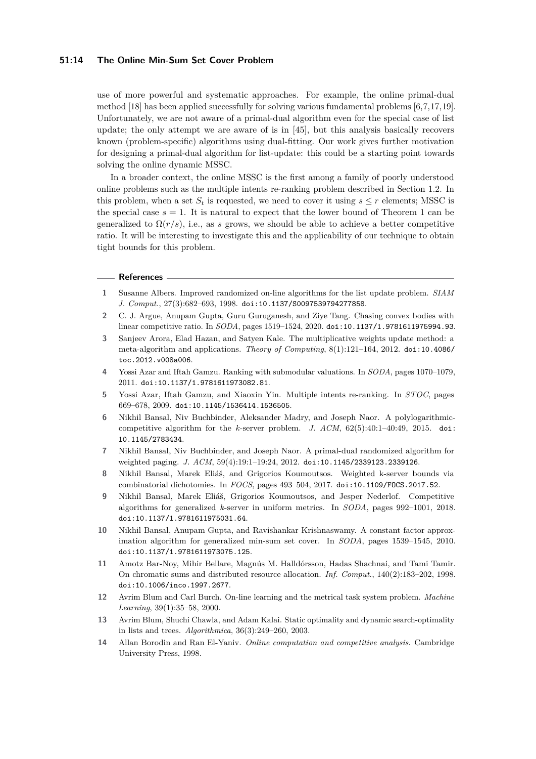use of more powerful and systematic approaches. For example, the online primal-dual method [18] has been applied successfully for solving various fundamental problems [6,7,17,19]. Unfortunately, we are not aware of a primal-dual algorithm even for the special case of list update; the only attempt we are aware of is in [45], but this analysis basically recovers known (problem-specific) algorithms using dual-fitting. Our work gives further motivation for designing a primal-dual algorithm for list-update: this could be a starting point towards solving the online dynamic MSSC.

In a broader context, the online MSSC is the first among a family of poorly understood online problems such as the multiple intents re-ranking problem described in Section 1.2. In this problem, when a set $S_t$ is requested, we need to cover it using $s \leq r$ elements; MSSC is the special case $s = 1$. It is natural to expect that the lower bound of Theorem 1 can be generalized to $\Omega(r/s)$, i.e., as $s$ grows, we should be able to achieve a better competitive ratio. It will be interesting to investigate this and the applicability of our technique to obtain tight bounds for this problem.

## References

1. Susanne Albers. Improved randomized on-line algorithms for the list update problem. *SIAM J. Comput.*, 27(3):682–693, 1998. doi:10.1137/S0097539794277858.
2. C. J. Argue, Anupam Gupta, Guru Guruganesh, and Ziye Tang. Chasing convex bodies with linear competitive ratio. In *SODA*, pages 1519–1524, 2020. doi:10.1137/1.9781611975994.93.
3. Sanjeev Arora, Elad Hazan, and Satyen Kale. The multiplicative weights update method: a meta-algorithm and applications. *Theory of Computing*, 8(1):121–164, 2012. doi:10.4086/toc.2012.v008a006.
4. Yossi Azar and Iftah Gamzu. Ranking with submodular valuations. In *SODA*, pages 1070–1079, 2011. doi:10.1137/1.9781611973082.81.
5. Yossi Azar, Iftah Gamzu, and Xiaoxin Yin. Multiple intents re-ranking. In *STOC*, pages 669–678, 2009. doi:10.1145/1536414.1536505.
6. Nikhil Bansal, Niv Buchbinder, Aleksander Madry, and Joseph Naor. A polylogarithmic-competitive algorithm for the $k$-server problem. *J. ACM*, 62(5):40:1–40:49, 2015. doi:10.1145/2783434.
7. Nikhil Bansal, Niv Buchbinder, and Joseph Naor. A primal-dual randomized algorithm for weighted paging. *J. ACM*, 59(4):19:1–19:24, 2012. doi:10.1145/2339123.2339126.
8. Nikhil Bansal, Marek Eliáš, and Grigorios Koumoutsos. Weighted k-server bounds via combinatorial dichotomies. In *FOCS*, pages 493–504, 2017. doi:10.1109/FOCS.2017.52.
9. Nikhil Bansal, Marek Eliáš, Grigorios Koumoutsos, and Jesper Nederlof. Competitive algorithms for generalized $k$-server in uniform metrics. In *SODA*, pages 992–1001, 2018. doi:10.1137/1.9781611975031.64.
10. Nikhil Bansal, Anupam Gupta, and Ravishankar Krishnaswamy. A constant factor approximation algorithm for generalized min-sum set cover. In *SODA*, pages 1539–1545, 2010. doi:10.1137/1.9781611973075.125.
11. Amotz Bar-Noy, Mihir Bellare, Magnús M. Halldórsson, Hadas Shachnai, and Tami Tamir. On chromatic sums and distributed resource allocation. *Inf. Comput.*, 140(2):183–202, 1998. doi:10.1006/inco.1997.2677.
12. Avrim Blum and Carl Burch. On-line learning and the metrical task system problem. *Machine Learning*, 39(1):35–58, 2000.
13. Avrim Blum, Shuchi Chawla, and Adam Kalai. Static optimality and dynamic search-optimality in lists and trees. *Algorithmica*, 36(3):249–260, 2003.
14. Allan Borodin and Ran El-Yaniv. *Online computation and competitive analysis*. Cambridge University Press, 1998.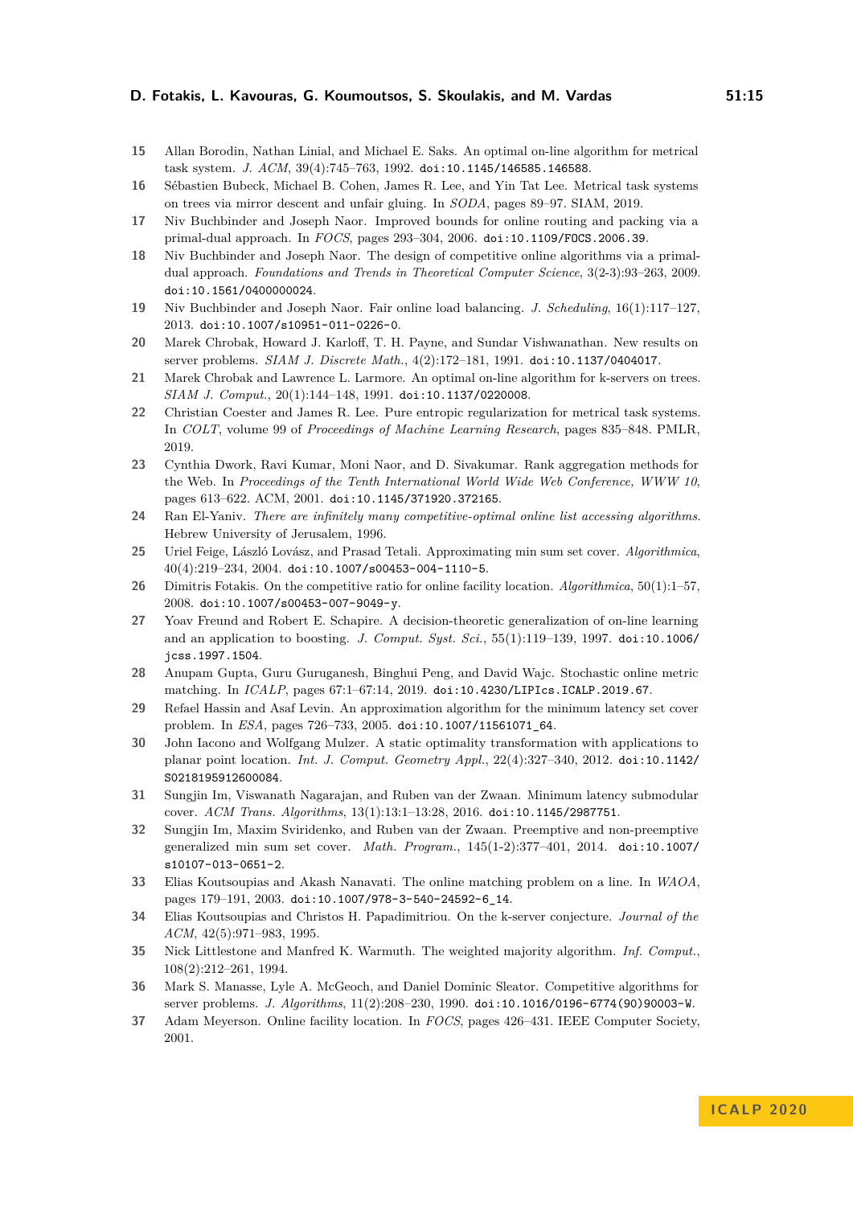15 Allan Borodin, Nathan Linial, and Michael E. Saks. An optimal on-line algorithm for metrical task system. *J. ACM*, 39(4):745–763, 1992. doi:10.1145/146585.146588.

16 Sébastien Bubeck, Michael B. Cohen, James R. Lee, and Yin Tat Lee. Metrical task systems on trees via mirror descent and unfair gluing. In *SODA*, pages 89–97. SIAM, 2019.

17 Niv Buchbinder and Joseph Naor. Improved bounds for online routing and packing via a primal-dual approach. In *FOCS*, pages 293–304, 2006. doi:10.1109/FOCS.2006.39.

18 Niv Buchbinder and Joseph Naor. The design of competitive online algorithms via a primal-dual approach. *Foundations and Trends in Theoretical Computer Science*, 3(2-3):93–263, 2009. doi:10.1561/0400000024.

19 Niv Buchbinder and Joseph Naor. Fair online load balancing. *J. Scheduling*, 16(1):117–127, 2013. doi:10.1007/s10951-011-0226-0.

20 Marek Chrobak, Howard J. Karloff, T. H. Payne, and Sundar Vishwanathan. New results on server problems. *SIAM J. Discrete Math.*, 4(2):172–181, 1991. doi:10.1137/0404017.

21 Marek Chrobak and Lawrence L. Larmore. An optimal on-line algorithm for k-servers on trees. *SIAM J. Comput.*, 20(1):144–148, 1991. doi:10.1137/0220008.

22 Christian Coester and James R. Lee. Pure entropic regularization for metrical task systems. In *COLT*, volume 99 of *Proceedings of Machine Learning Research*, pages 835–848. PMLR, 2019.

23 Cynthia Dwork, Ravi Kumar, Moni Naor, and D. Sivakumar. Rank aggregation methods for the Web. In *Proceedings of the Tenth International World Wide Web Conference, WWW 10*, pages 613–622. ACM, 2001. doi:10.1145/371920.372165.

24 Ran El-Yaniv. *There are infinitely many competitive-optimal online list accessing algorithms*. Hebrew University of Jerusalem, 1996.

25 Uriel Feige, László Lovász, and Prasad Tetali. Approximating min sum set cover. *Algorithmica*, 40(4):219–234, 2004. doi:10.1007/s00453-004-1110-5.

26 Dimitris Fotakis. On the competitive ratio for online facility location. *Algorithmica*, 50(1):1–57, 2008. doi:10.1007/s00453-007-9049-y.

27 Yoav Freund and Robert E. Schapire. A decision-theoretic generalization of on-line learning and an application to boosting. *J. Comput. Syst. Sci.*, 55(1):119–139, 1997. doi:10.1006/jcss.1997.1504.

28 Anupam Gupta, Guru Guruganesh, Binghui Peng, and David Wajc. Stochastic online metric matching. In *ICALP*, pages 67:1–67:14, 2019. doi:10.4230/LIPIcs.ICALP.2019.67.

29 Refael Hassin and Asaf Levin. An approximation algorithm for the minimum latency set cover problem. In *ESA*, pages 726–733, 2005. doi:10.1007/11561071_64.

30 John Iacono and Wolfgang Mulzer. A static optimality transformation with applications to planar point location. *Int. J. Comput. Geometry Appl.*, 22(4):327–340, 2012. doi:10.1142/S0218195912600084.

31 Sungjin Im, Viswanath Nagarajan, and Ruben van der Zwaan. Minimum latency submodular cover. *ACM Trans. Algorithms*, 13(1):13:1–13:28, 2016. doi:10.1145/2987751.

32 Sungjin Im, Maxim Sviridenko, and Ruben van der Zwaan. Preemptive and non-preemptive generalized min sum set cover. *Math. Program.*, 145(1-2):377–401, 2014. doi:10.1007/s10107-013-0651-2.

33 Elias Koutsoupias and Akash Nanavati. The online matching problem on a line. In *WAOA*, pages 179–191, 2003. doi:10.1007/978-3-540-24592-6_14.

34 Elias Koutsoupias and Christos H. Papadimitriou. On the k-server conjecture. *Journal of the ACM*, 42(5):971–983, 1995.

35 Nick Littlestone and Manfred K. Warmuth. The weighted majority algorithm. *Inf. Comput.*, 108(2):212–261, 1994.

36 Mark S. Manasse, Lyle A. McGeoch, and Daniel Dominic Sleator. Competitive algorithms for server problems. *J. Algorithms*, 11(2):208–230, 1990. doi:10.1016/0196-6774(90)90003-W.

37 Adam Meyerson. Online facility location. In *FOCS*, pages 426–431. IEEE Computer Society, 2001.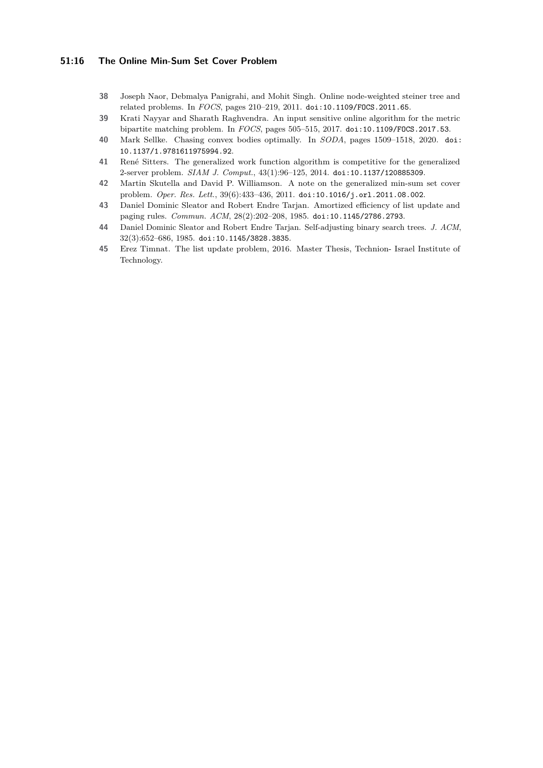38 Joseph Naor, Debmalya Panigrahi, and Mohit Singh. Online node-weighted steiner tree and related problems. In *FOCS*, pages 210–219, 2011. doi:10.1109/FOCS.2011.65.

39 Krati Nayyar and Sharath Raghvendra. An input sensitive online algorithm for the metric bipartite matching problem. In *FOCS*, pages 505–515, 2017. doi:10.1109/FOCS.2017.53.

40 Mark Sellke. Chasing convex bodies optimally. In *SODA*, pages 1509–1518, 2020. doi:10.1137/1.9781611975994.92.

41 René Sitters. The generalized work function algorithm is competitive for the generalized 2-server problem. *SIAM J. Comput.*, 43(1):96–125, 2014. doi:10.1137/120885309.

42 Martin Skutella and David P. Williamson. A note on the generalized min-sum set cover problem. *Oper. Res. Lett.*, 39(6):433–436, 2011. doi:10.1016/j.orl.2011.08.002.

43 Daniel Dominic Sleator and Robert Endre Tarjan. Amortized efficiency of list update and paging rules. *Commun. ACM*, 28(2):202–208, 1985. doi:10.1145/2786.2793.

44 Daniel Dominic Sleator and Robert Endre Tarjan. Self-adjusting binary search trees. *J. ACM*, 32(3):652–686, 1985. doi:10.1145/3828.3835.

45 Erez Timnat. The list update problem, 2016. Master Thesis, Technion- Israel Institute of Technology.